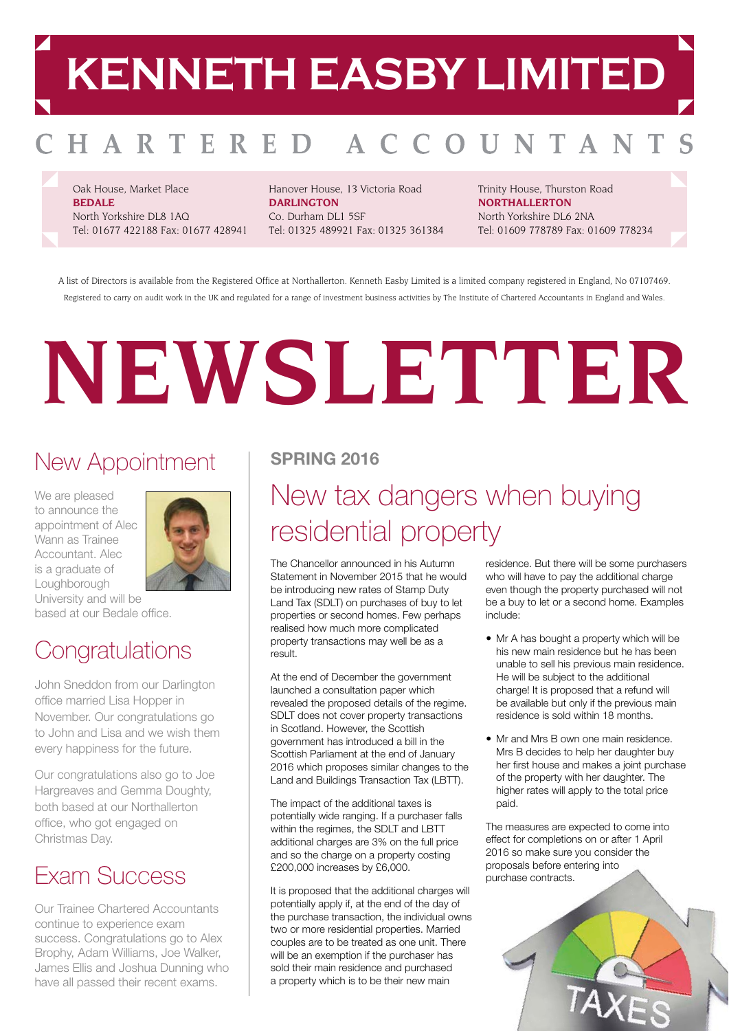# KENNETH EASBY LIMITED

## CHARTERED ACCOUNTANTS

Oak House, Market Place
**BEDALE**
North Yorkshire DL8 1AQ
Tel: 01677 422188 Fax: 01677 428941

Hanover House, 13 Victoria Road
**DARLINGTON**
Co. Durham DL1 5SF
Tel: 01325 489921 Fax: 01325 361384

Trinity House, Thurston Road
**NORTHALLERTON**
North Yorkshire DL6 2NA
Tel: 01609 778789 Fax: 01609 778234

A list of Directors is available from the Registered Office at Northallerton. Kenneth Easby Limited is a limited company registered in England, No 07107469. Registered to carry on audit work in the UK and regulated for a range of investment business activities by The Institute of Chartered Accountants in England and Wales.

# NEWSLETTER

## New Appointment

We are pleased to announce the appointment of Alec Wann as Trainee Accountant. Alec is a graduate of Loughborough University and will be based at our Bedale office.

## Congratulations

John Sneddon from our Darlington office married Lisa Hopper in November. Our congratulations go to John and Lisa and we wish them every happiness for the future.

Our congratulations also go to Joe Hargreaves and Gemma Doughty, both based at our Northallerton office, who got engaged on Christmas Day.

## Exam Success

Our Trainee Chartered Accountants continue to experience exam success. Congratulations go to Alex Brophy, Adam Williams, Joe Walker, James Ellis and Joshua Dunning who have all passed their recent exams.

**SPRING 2016**

## New tax dangers when buying residential property

The Chancellor announced in his Autumn Statement in November 2015 that he would be introducing new rates of Stamp Duty Land Tax (SDLT) on purchases of buy to let properties or second homes. Few perhaps realised how much more complicated property transactions may well be as a result.

At the end of December the government launched a consultation paper which revealed the proposed details of the regime. SDLT does not cover property transactions in Scotland. However, the Scottish government has introduced a bill in the Scottish Parliament at the end of January 2016 which proposes similar changes to the Land and Buildings Transaction Tax (LBTT).

The impact of the additional taxes is potentially wide ranging. If a purchaser falls within the regimes, the SDLT and LBTT additional charges are 3% on the full price and so the charge on a property costing £200,000 increases by £6,000.

It is proposed that the additional charges will potentially apply if, at the end of the day of the purchase transaction, the individual owns two or more residential properties. Married couples are to be treated as one unit. There will be an exemption if the purchaser has sold their main residence and purchased a property which is to be their new main residence. But there will be some purchasers who will have to pay the additional charge even though the property purchased will not be a buy to let or a second home. Examples include:

- Mr A has bought a property which will be his new main residence but he has been unable to sell his previous main residence. He will be subject to the additional charge! It is proposed that a refund will be available but only if the previous main residence is sold within 18 months.
- Mr and Mrs B own one main residence. Mrs B decides to help her daughter buy her first house and makes a joint purchase of the property with her daughter. The higher rates will apply to the total price paid.

The measures are expected to come into effect for completions on or after 1 April 2016 so make sure you consider the proposals before entering into purchase contracts.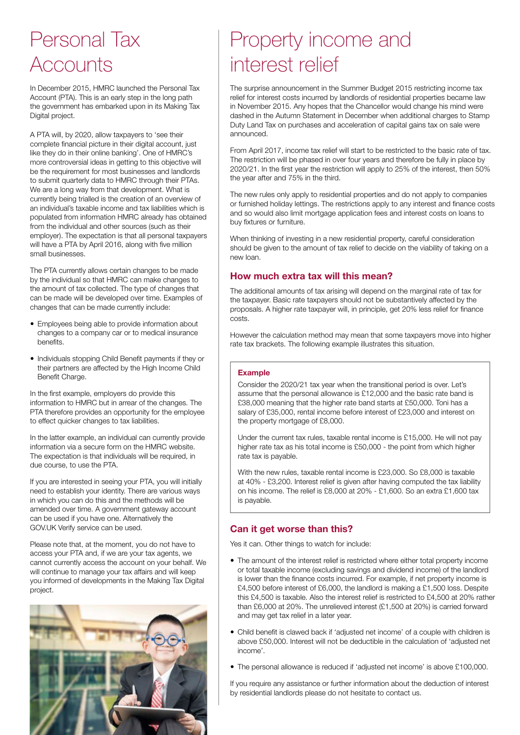# Personal Tax Accounts

In December 2015, HMRC launched the Personal Tax Account (PTA). This is an early step in the long path the government has embarked upon in its Making Tax Digital project.

A PTA will, by 2020, allow taxpayers to 'see their complete financial picture in their digital account, just like they do in their online banking'. One of HMRC's more controversial ideas in getting to this objective will be the requirement for most businesses and landlords to submit quarterly data to HMRC through their PTAs. We are a long way from that development. What is currently being trialled is the creation of an overview of an individual's taxable income and tax liabilities which is populated from information HMRC already has obtained from the individual and other sources (such as their employer). The expectation is that all personal taxpayers will have a PTA by April 2016, along with five million small businesses.

The PTA currently allows certain changes to be made by the individual so that HMRC can make changes to the amount of tax collected. The type of changes that can be made will be developed over time. Examples of changes that can be made currently include:

- Employees being able to provide information about changes to a company car or to medical insurance benefits.
- Individuals stopping Child Benefit payments if they or their partners are affected by the High Income Child Benefit Charge.

In the first example, employers do provide this information to HMRC but in arrear of the changes. The PTA therefore provides an opportunity for the employee to effect quicker changes to tax liabilities.

In the latter example, an individual can currently provide information via a secure form on the HMRC website. The expectation is that individuals will be required, in due course, to use the PTA.

If you are interested in seeing your PTA, you will initially need to establish your identity. There are various ways in which you can do this and the methods will be amended over time. A government gateway account can be used if you have one. Alternatively the GOV.UK Verify service can be used.

Please note that, at the moment, you do not have to access your PTA and, if we are your tax agents, we cannot currently access the account on your behalf. We will continue to manage your tax affairs and will keep you informed of developments in the Making Tax Digital project.

# Property income and interest relief

The surprise announcement in the Summer Budget 2015 restricting income tax relief for interest costs incurred by landlords of residential properties became law in November 2015. Any hopes that the Chancellor would change his mind were dashed in the Autumn Statement in December when additional charges to Stamp Duty Land Tax on purchases and acceleration of capital gains tax on sale were announced.

From April 2017, income tax relief will start to be restricted to the basic rate of tax. The restriction will be phased in over four years and therefore be fully in place by 2020/21. In the first year the restriction will apply to 25% of the interest, then 50% the year after and 75% in the third.

The new rules only apply to residential properties and do not apply to companies or furnished holiday lettings. The restrictions apply to any interest and finance costs and so would also limit mortgage application fees and interest costs on loans to buy fixtures or furniture.

When thinking of investing in a new residential property, careful consideration should be given to the amount of tax relief to decide on the viability of taking on a new loan.

## How much extra tax will this mean?

The additional amounts of tax arising will depend on the marginal rate of tax for the taxpayer. Basic rate taxpayers should not be substantively affected by the proposals. A higher rate taxpayer will, in principle, get 20% less relief for finance costs.

However the calculation method may mean that some taxpayers move into higher rate tax brackets. The following example illustrates this situation.

### Example

Consider the 2020/21 tax year when the transitional period is over. Let's assume that the personal allowance is £12,000 and the basic rate band is £38,000 meaning that the higher rate band starts at £50,000. Toni has a salary of £35,000, rental income before interest of £23,000 and interest on the property mortgage of £8,000.

Under the current tax rules, taxable rental income is £15,000. He will not pay higher rate tax as his total income is £50,000 - the point from which higher rate tax is payable.

With the new rules, taxable rental income is £23,000. So £8,000 is taxable at 40% - £3,200. Interest relief is given after having computed the tax liability on his income. The relief is £8,000 at 20% - £1,600. So an extra £1,600 tax is payable.

## Can it get worse than this?

Yes it can. Other things to watch for include:

- The amount of the interest relief is restricted where either total property income or total taxable income (excluding savings and dividend income) of the landlord is lower than the finance costs incurred. For example, if net property income is £4,500 before interest of £6,000, the landlord is making a £1,500 loss. Despite this £4,500 is taxable. Also the interest relief is restricted to £4,500 at 20% rather than £6,000 at 20%. The unrelieved interest (£1,500 at 20%) is carried forward and may get tax relief in a later year.
- Child benefit is clawed back if 'adjusted net income' of a couple with children is above £50,000. Interest will not be deductible in the calculation of 'adjusted net income'.
- The personal allowance is reduced if 'adjusted net income' is above £100,000.

If you require any assistance or further information about the deduction of interest by residential landlords please do not hesitate to contact us.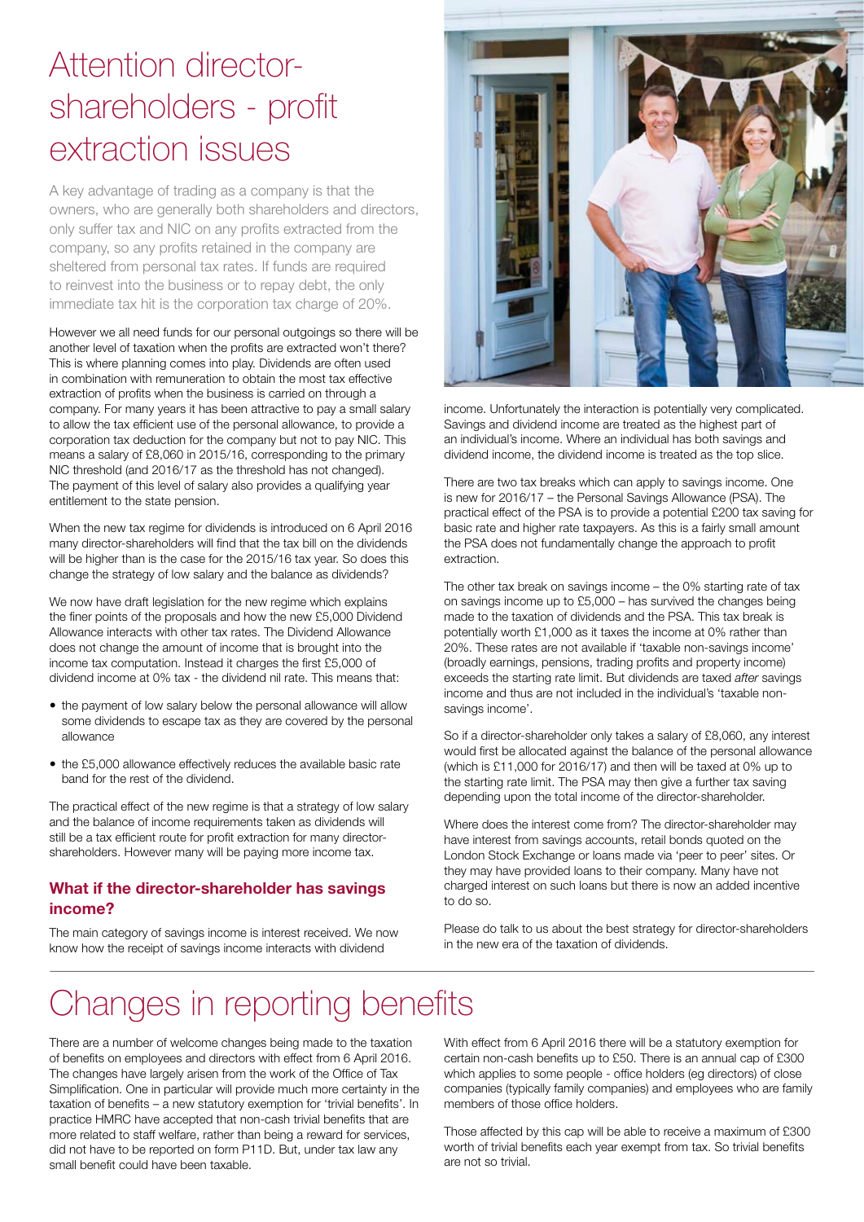# Attention director-shareholders - profit extraction issues

A key advantage of trading as a company is that the owners, who are generally both shareholders and directors, only suffer tax and NIC on any profits extracted from the company, so any profits retained in the company are sheltered from personal tax rates. If funds are required to reinvest into the business or to repay debt, the only immediate tax hit is the corporation tax charge of 20%.

However we all need funds for our personal outgoings so there will be another level of taxation when the profits are extracted won't there? This is where planning comes into play. Dividends are often used in combination with remuneration to obtain the most tax effective extraction of profits when the business is carried on through a company. For many years it has been attractive to pay a small salary to allow the tax efficient use of the personal allowance, to provide a corporation tax deduction for the company but not to pay NIC. This means a salary of £8,060 in 2015/16, corresponding to the primary NIC threshold (and 2016/17 as the threshold has not changed). The payment of this level of salary also provides a qualifying year entitlement to the state pension.

When the new tax regime for dividends is introduced on 6 April 2016 many director-shareholders will find that the tax bill on the dividends will be higher than is the case for the 2015/16 tax year. So does this change the strategy of low salary and the balance as dividends?

We now have draft legislation for the new regime which explains the finer points of the proposals and how the new £5,000 Dividend Allowance interacts with other tax rates. The Dividend Allowance does not change the amount of income that is brought into the income tax computation. Instead it charges the first £5,000 of dividend income at 0% tax - the dividend nil rate. This means that:

- the payment of low salary below the personal allowance will allow some dividends to escape tax as they are covered by the personal allowance
- the £5,000 allowance effectively reduces the available basic rate band for the rest of the dividend.

The practical effect of the new regime is that a strategy of low salary and the balance of income requirements taken as dividends will still be a tax efficient route for profit extraction for many director-shareholders. However many will be paying more income tax.

### What if the director-shareholder has savings income?

The main category of savings income is interest received. We now know how the receipt of savings income interacts with dividend income. Unfortunately the interaction is potentially very complicated. Savings and dividend income are treated as the highest part of an individual's income. Where an individual has both savings and dividend income, the dividend income is treated as the top slice.

There are two tax breaks which can apply to savings income. One is new for 2016/17 – the Personal Savings Allowance (PSA). The practical effect of the PSA is to provide a potential £200 tax saving for basic rate and higher rate taxpayers. As this is a fairly small amount the PSA does not fundamentally change the approach to profit extraction.

The other tax break on savings income – the 0% starting rate of tax on savings income up to £5,000 – has survived the changes being made to the taxation of dividends and the PSA. This tax break is potentially worth £1,000 as it taxes the income at 0% rather than 20%. These rates are not available if 'taxable non-savings income' (broadly earnings, pensions, trading profits and property income) exceeds the starting rate limit. But dividends are taxed *after* savings income and thus are not included in the individual's 'taxable non-savings income'.

So if a director-shareholder only takes a salary of £8,060, any interest would first be allocated against the balance of the personal allowance (which is £11,000 for 2016/17) and then will be taxed at 0% up to the starting rate limit. The PSA may then give a further tax saving depending upon the total income of the director-shareholder.

Where does the interest come from? The director-shareholder may have interest from savings accounts, retail bonds quoted on the London Stock Exchange or loans made via 'peer to peer' sites. Or they may have provided loans to their company. Many have not charged interest on such loans but there is now an added incentive to do so.

Please do talk to us about the best strategy for director-shareholders in the new era of the taxation of dividends.

# Changes in reporting benefits

There are a number of welcome changes being made to the taxation of benefits on employees and directors with effect from 6 April 2016. The changes have largely arisen from the work of the Office of Tax Simplification. One in particular will provide much more certainty in the taxation of benefits – a new statutory exemption for 'trivial benefits'. In practice HMRC have accepted that non-cash trivial benefits that are more related to staff welfare, rather than being a reward for services, did not have to be reported on form P11D. But, under tax law any small benefit could have been taxable.

With effect from 6 April 2016 there will be a statutory exemption for certain non-cash benefits up to £50. There is an annual cap of £300 which applies to some people - office holders (eg directors) of close companies (typically family companies) and employees who are family members of those office holders.

Those affected by this cap will be able to receive a maximum of £300 worth of trivial benefits each year exempt from tax. So trivial benefits are not so trivial.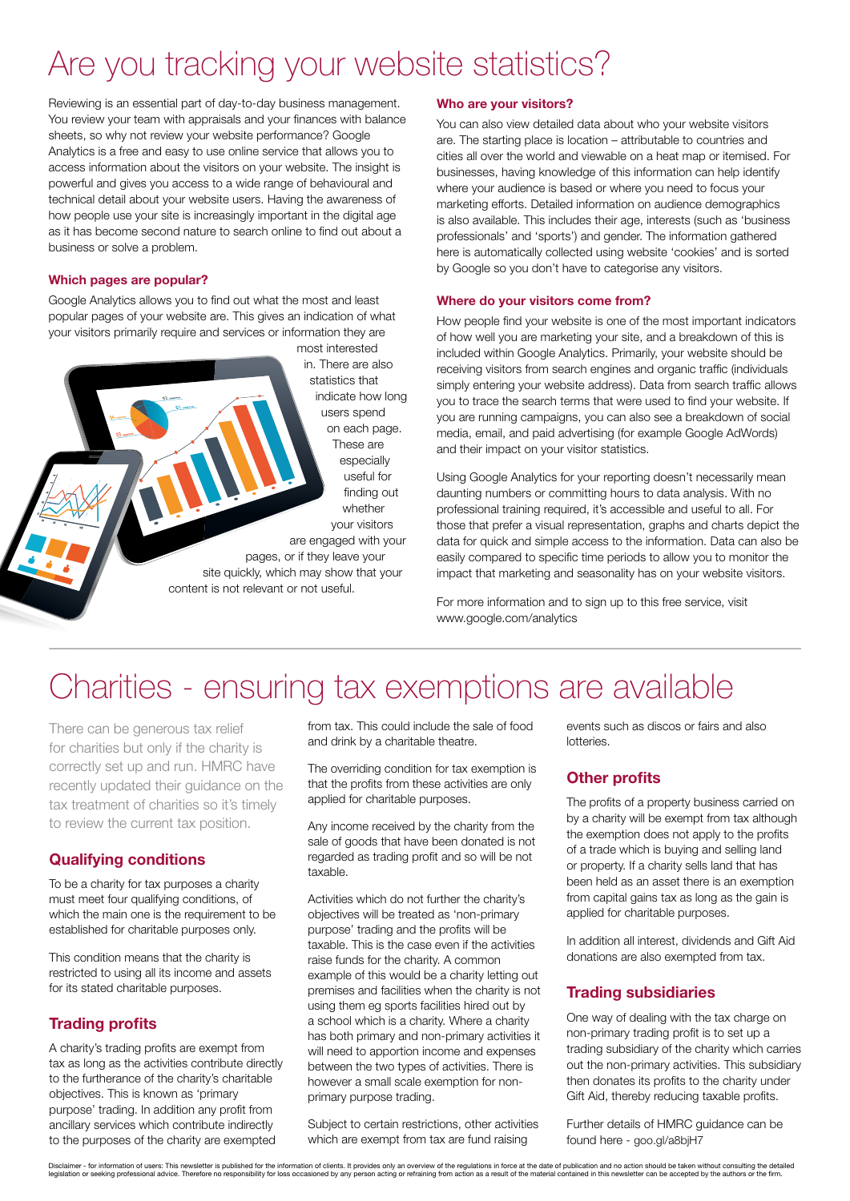# Are you tracking your website statistics?

Reviewing is an essential part of day-to-day business management. You review your team with appraisals and your finances with balance sheets, so why not review your website performance? Google Analytics is a free and easy to use online service that allows you to access information about the visitors on your website. The insight is powerful and gives you access to a wide range of behavioural and technical detail about your website users. Having the awareness of how people use your site is increasingly important in the digital age as it has become second nature to search online to find out about a business or solve a problem.

### Which pages are popular?

Google Analytics allows you to find out what the most and least popular pages of your website are. This gives an indication of what your visitors primarily require and services or information they are most interested in. There are also statistics that indicate how long users spend on each page. These are especially useful for finding out whether your visitors are engaged with your pages, or if they leave your site quickly, which may show that your content is not relevant or not useful.

### Who are your visitors?

You can also view detailed data about who your website visitors are. The starting place is location – attributable to countries and cities all over the world and viewable on a heat map or itemised. For businesses, having knowledge of this information can help identify where your audience is based or where you need to focus your marketing efforts. Detailed information on audience demographics is also available. This includes their age, interests (such as 'business professionals' and 'sports') and gender. The information gathered here is automatically collected using website 'cookies' and is sorted by Google so you don't have to categorise any visitors.

### Where do your visitors come from?

How people find your website is one of the most important indicators of how well you are marketing your site, and a breakdown of this is included within Google Analytics. Primarily, your website should be receiving visitors from search engines and organic traffic (individuals simply entering your website address). Data from search traffic allows you to trace the search terms that were used to find your website. If you are running campaigns, you can also see a breakdown of social media, email, and paid advertising (for example Google AdWords) and their impact on your visitor statistics.

Using Google Analytics for your reporting doesn't necessarily mean daunting numbers or committing hours to data analysis. With no professional training required, it's accessible and useful to all. For those that prefer a visual representation, graphs and charts depict the data for quick and simple access to the information. Data can also be easily compared to specific time periods to allow you to monitor the impact that marketing and seasonality has on your website visitors.

For more information and to sign up to this free service, visit www.google.com/analytics

# Charities - ensuring tax exemptions are available

There can be generous tax relief for charities but only if the charity is correctly set up and run. HMRC have recently updated their guidance on the tax treatment of charities so it's timely to review the current tax position.

### Qualifying conditions

To be a charity for tax purposes a charity must meet four qualifying conditions, of which the main one is the requirement to be established for charitable purposes only.

This condition means that the charity is restricted to using all its income and assets for its stated charitable purposes.

### Trading profits

A charity's trading profits are exempt from tax as long as the activities contribute directly to the furtherance of the charity's charitable objectives. This is known as 'primary purpose' trading. In addition any profit from ancillary services which contribute indirectly to the purposes of the charity are exempted from tax. This could include the sale of food and drink by a charitable theatre.

The overriding condition for tax exemption is that the profits from these activities are only applied for charitable purposes.

Any income received by the charity from the sale of goods that have been donated is not regarded as trading profit and so will be not taxable.

Activities which do not further the charity's objectives will be treated as 'non-primary purpose' trading and the profits will be taxable. This is the case even if the activities raise funds for the charity. A common example of this would be a charity letting out premises and facilities when the charity is not using them eg sports facilities hired out by a school which is a charity. Where a charity has both primary and non-primary activities it will need to apportion income and expenses between the two types of activities. There is however a small scale exemption for non-primary purpose trading.

Subject to certain restrictions, other activities which are exempt from tax are fund raising events such as discos or fairs and also lotteries.

### Other profits

The profits of a property business carried on by a charity will be exempt from tax although the exemption does not apply to the profits of a trade which is buying and selling land or property. If a charity sells land that has been held as an asset there is an exemption from capital gains tax as long as the gain is applied for charitable purposes.

In addition all interest, dividends and Gift Aid donations are also exempted from tax.

### Trading subsidiaries

One way of dealing with the tax charge on non-primary trading profit is to set up a trading subsidiary of the charity which carries out the non-primary activities. This subsidiary then donates its profits to the charity under Gift Aid, thereby reducing taxable profits.

Further details of HMRC guidance can be found here - goo.gl/a8bjH7

Disclaimer - for information of users: This newsletter is published for the information of clients. It provides only an overview of the regulations in force at the date of publication and no action should be taken without consulting the detailed legislation or seeking professional advice. Therefore no responsibility for loss occasioned by any person acting or refraining from action as a result of the material contained in this newsletter can be accepted by the authors or the firm.